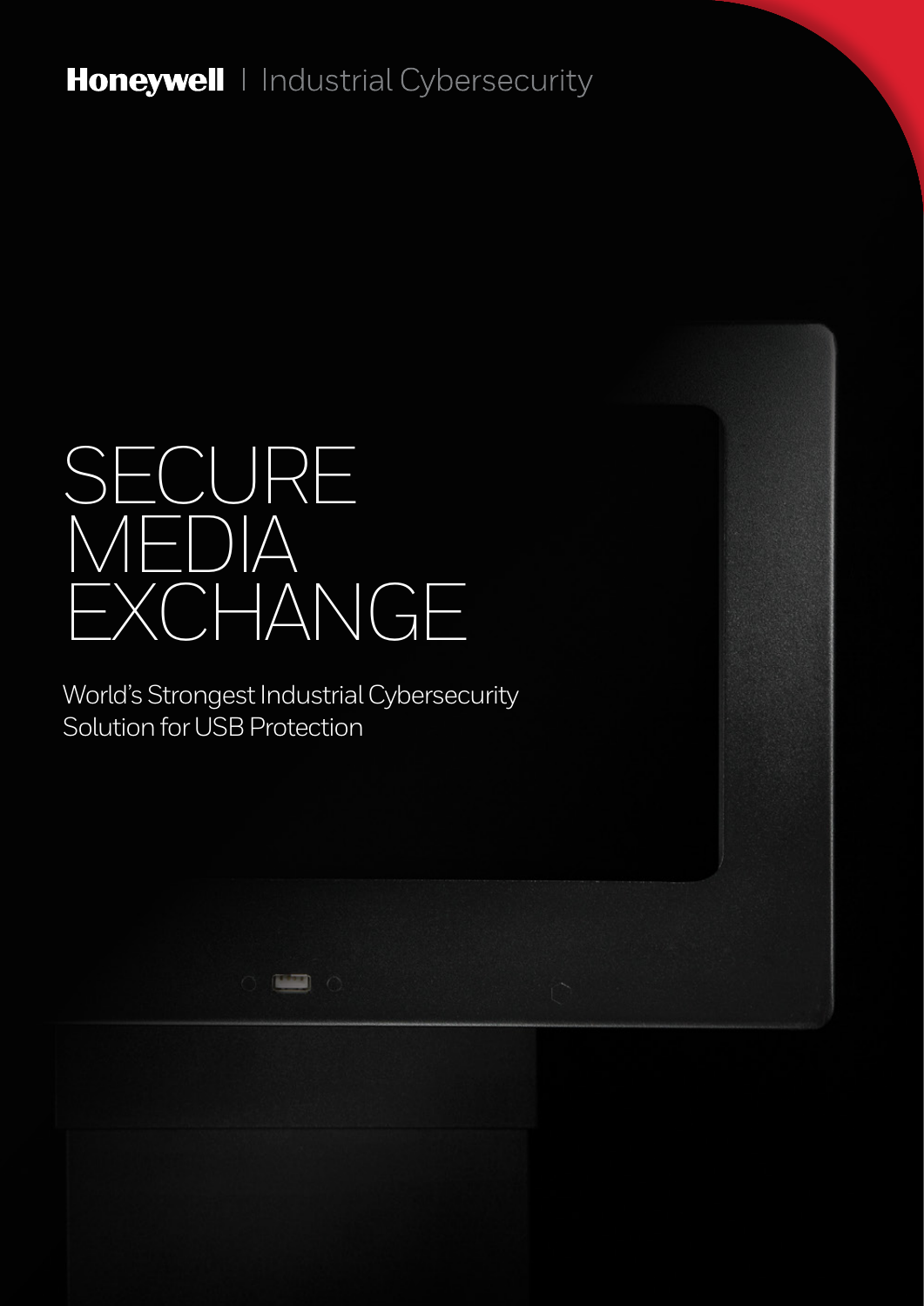**Honeywell** | Industrial Cybersecurity

# SECURE MEDIA EXCHANGE

World's Strongest Industrial Cybersecurity Solution for USB Protection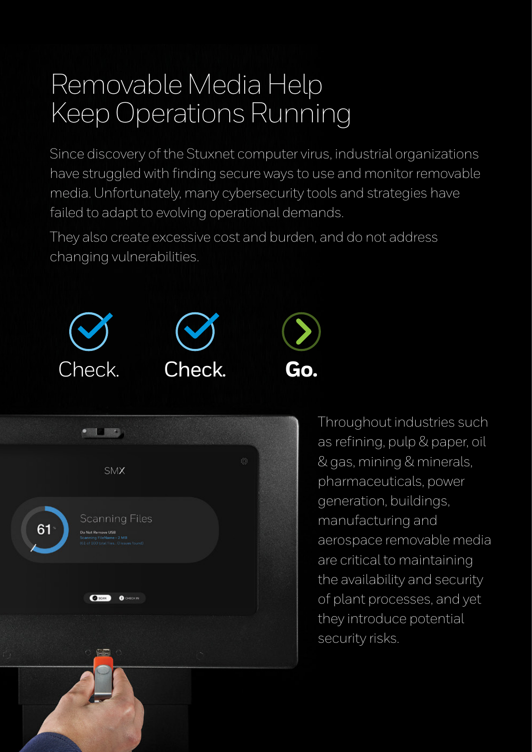# Removable Media Help Keep Operations Running

Since discovery of the Stuxnet computer virus, industrial organizations have struggled with finding secure ways to use and monitor removable media. Unfortunately, many cybersecurity tools and strategies have failed to adapt to evolving operational demands.

They also create excessive cost and burden, and do not address changing vulnerabilities.

Check. Check. **Go.**

Throughout industries such as refining, pulp & paper, oil & gas, mining & minerals, pharmaceuticals, power generation, buildings, manufacturing and aerospace removable media are critical to maintaining the availability and security of plant processes, and yet they introduce potential security risks.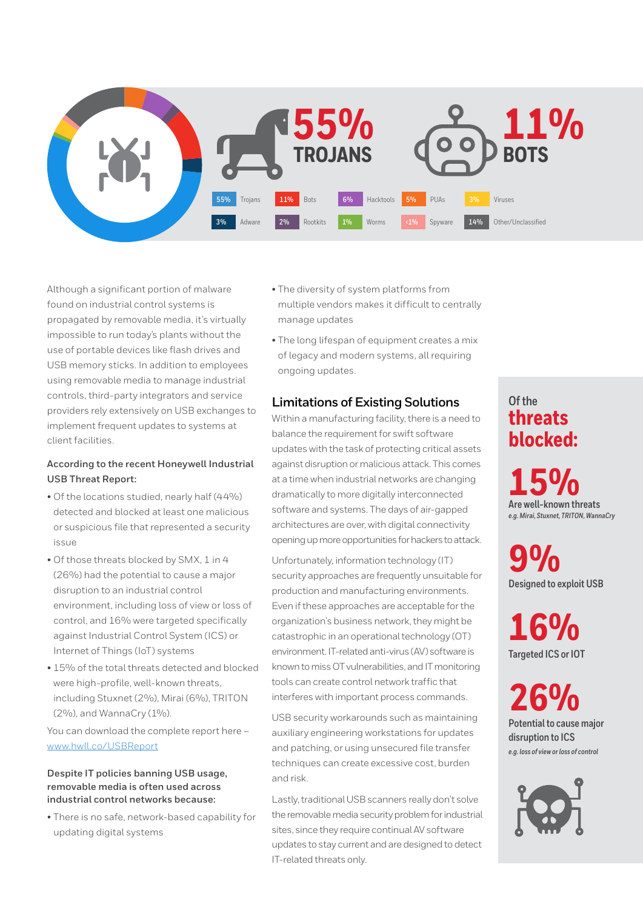**55% TROJANS**

**11% BOTS**

| | | | | | | | | | |
|---|---|---|---|---|---|---|---|---|---|
| 55% | Trojans | 11% | Bots | 6% | Hacktools | 5% | PUAs | 3% | Viruses |
| 3% | Adware | 2% | Rootkits | 1% | Worms | <1% | Spyware | 14% | Other/Unclassified |

Although a significant portion of malware found on industrial control systems is propagated by removable media, it's virtually impossible to run today's plants without the use of portable devices like flash drives and USB memory sticks. In addition to employees using removable media to manage industrial controls, third-party integrators and service providers rely extensively on USB exchanges to implement frequent updates to systems at client facilities.

**According to the recent Honeywell Industrial USB Threat Report:**

- Of the locations studied, nearly half (44%) detected and blocked at least one malicious or suspicious file that represented a security issue
- Of those threats blocked by SMX, 1 in 4 (26%) had the potential to cause a major disruption to an industrial control environment, including loss of view or loss of control, and 16% were targeted specifically against Industrial Control System (ICS) or Internet of Things (IoT) systems
- 15% of the total threats detected and blocked were high-profile, well-known threats, including Stuxnet (2%), Mirai (6%), TRITON (2%), and WannaCry (1%).

You can download the complete report here – [www.hwll.co/USBReport](www.hwll.co/USBReport)

**Despite IT policies banning USB usage, removable media is often used across industrial control networks because:**

- There is no safe, network-based capability for updating digital systems
- The diversity of system platforms from multiple vendors makes it difficult to centrally manage updates
- The long lifespan of equipment creates a mix of legacy and modern systems, all requiring ongoing updates.

## Limitations of Existing Solutions

Within a manufacturing facility, there is a need to balance the requirement for swift software updates with the task of protecting critical assets against disruption or malicious attack. This comes at a time when industrial networks are changing dramatically to more digitally interconnected software and systems. The days of air-gapped architectures are over, with digital connectivity opening up more opportunities for hackers to attack.

Unfortunately, information technology (IT) security approaches are frequently unsuitable for production and manufacturing environments. Even if these approaches are acceptable for the organization's business network, they might be catastrophic in an operational technology (OT) environment. IT-related anti-virus (AV) software is known to miss OT vulnerabilities, and IT monitoring tools can create control network traffic that interferes with important process commands.

USB security workarounds such as maintaining auxiliary engineering workstations for updates and patching, or using unsecured file transfer techniques can create excessive cost, burden and risk.

Lastly, traditional USB scanners really don't solve the removable media security problem for industrial sites, since they require continual AV software updates to stay current and are designed to detect IT-related threats only.

Of the **threats blocked:**

**15%**
Are well-known threats
*e.g. Mirai, Stuxnet, TRITON, WannaCry*

**9%**
Designed to exploit USB

**16%**
Targeted ICS or IOT

**26%**
Potential to cause major disruption to ICS
*e.g. loss of view or loss of control*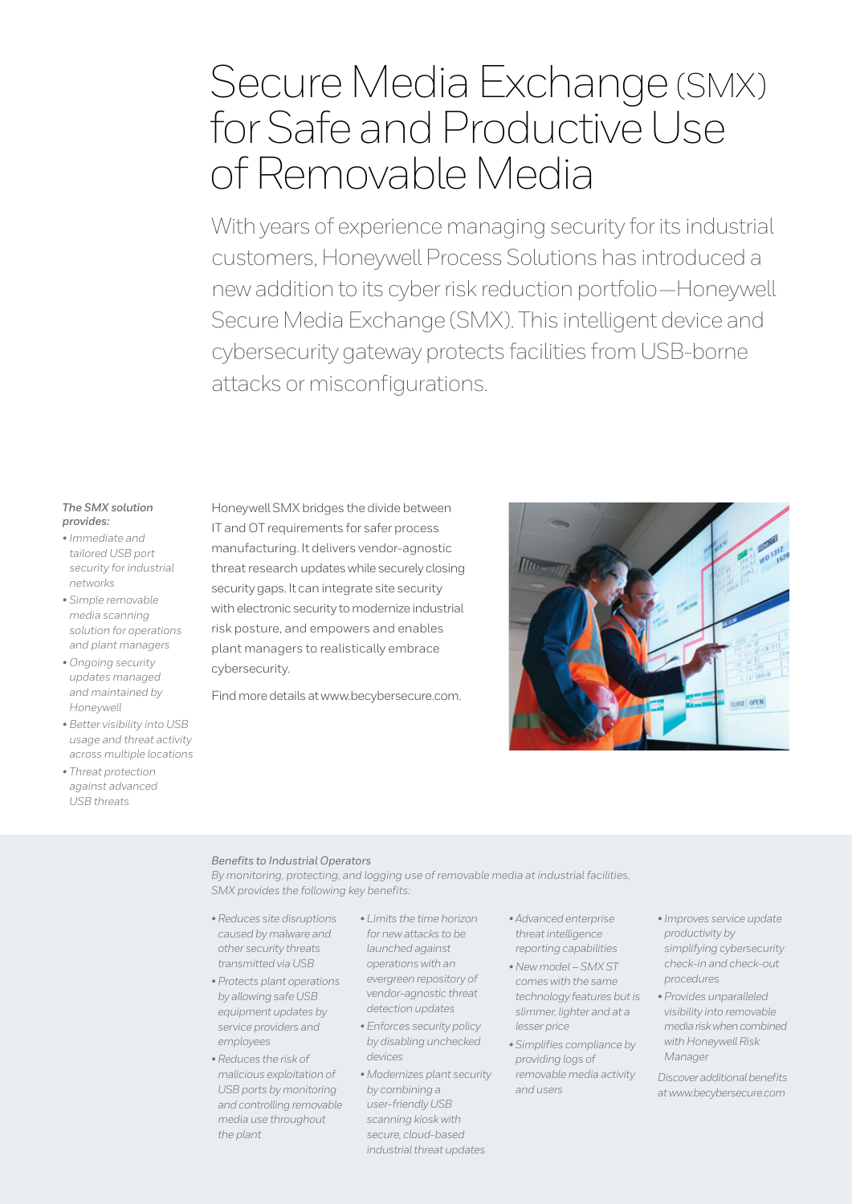# Secure Media Exchange (SMX) for Safe and Productive Use of Removable Media

With years of experience managing security for its industrial customers, Honeywell Process Solutions has introduced a new addition to its cyber risk reduction portfolio—Honeywell Secure Media Exchange (SMX). This intelligent device and cybersecurity gateway protects facilities from USB-borne attacks or misconfigurations.

***The SMX solution provides:***

- *Immediate and tailored USB port security for industrial networks*
- *Simple removable media scanning solution for operations and plant managers*
- *Ongoing security updates managed and maintained by Honeywell*
- *Better visibility into USB usage and threat activity across multiple locations*
- *Threat protection against advanced USB threats*

Honeywell SMX bridges the divide between IT and OT requirements for safer process manufacturing. It delivers vendor-agnostic threat research updates while securely closing security gaps. It can integrate site security with electronic security to modernize industrial risk posture, and empowers and enables plant managers to realistically embrace cybersecurity.

Find more details at www.becybersecure.com.

*Benefits to Industrial Operators*

*By monitoring, protecting, and logging use of removable media at industrial facilities, SMX provides the following key benefits:*

- *Reduces site disruptions caused by malware and other security threats transmitted via USB*
- *Protects plant operations by allowing safe USB equipment updates by service providers and employees*
- *Reduces the risk of malicious exploitation of USB ports by monitoring and controlling removable media use throughout the plant*
- *Limits the time horizon for new attacks to be launched against operations with an evergreen repository of vendor-agnostic threat detection updates*
- *Enforces security policy by disabling unchecked devices*
- *Modernizes plant security by combining a user-friendly USB scanning kiosk with secure, cloud-based industrial threat updates*
- *Advanced enterprise threat intelligence reporting capabilities*
- *New model – SMX ST comes with the same technology features but is slimmer, lighter and at a lesser price*
- *Simplifies compliance by providing logs of removable media activity and users*
- *Improves service update productivity by simplifying cybersecurity check-in and check-out procedures*
- *Provides unparalleled visibility into removable media risk when combined with Honeywell Risk Manager*

*Discover additional benefits at www.becybersecure.com*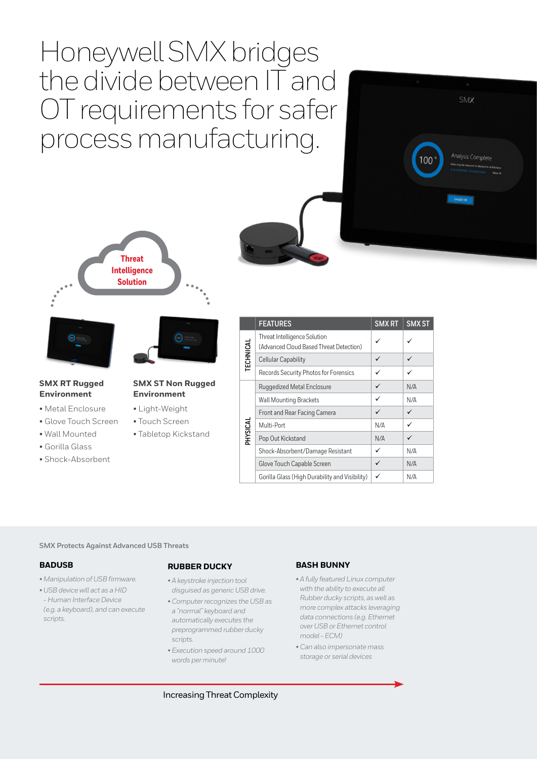# Honeywell SMX bridges the divide between IT and OT requirements for safer process manufacturing.

Threat Intelligence Solution

### SMX RT Rugged Environment

- Metal Enclosure
- Glove Touch Screen
- Wall Mounted
- Gorilla Glass
- Shock-Absorbent

### SMX ST Non Rugged Environment

- Light-Weight
- Touch Screen
- Tabletop Kickstand

| | FEATURES | SMX RT | SMX ST |
|---|---|---|---|
| TECHNICAL | Threat Intelligence Solution (Advanced Cloud Based Threat Detection) | ✓ | ✓ |
| | Cellular Capability | ✓ | ✓ |
| | Records Security Photos for Forensics | ✓ | ✓ |
| PHYSICAL | Ruggedized Metal Enclosure | ✓ | N/A |
| | Wall Mounting Brackets | ✓ | N/A |
| | Front and Rear Facing Camera | ✓ | ✓ |
| | Multi-Port | N/A | ✓ |
| | Pop Out Kickstand | N/A | ✓ |
| | Shock-Absorbent/Damage Resistant | ✓ | N/A |
| | Glove Touch Capable Screen | ✓ | N/A |
| | Gorilla Glass (High Durability and Visibility) | ✓ | N/A |

SMX Protects Against Advanced USB Threats

### BADUSB

- *Manipulation of USB firmware.*
- *USB device will act as a HID – Human Interface Device (e.g. a keyboard), and can execute scripts.*

### RUBBER DUCKY

- *A keystroke injection tool disguised as generic USB drive.*
- *Computer recognizes the USB as a "normal" keyboard and automatically executes the preprogrammed rubber ducky scripts.*
- *Execution speed around 1000 words per minute!*

### BASH BUNNY

- *A fully featured Linux computer with the ability to execute all Rubber ducky scripts, as well as more complex attacks leveraging data connections (e.g. Ethernet over USB or Ethernet control model - ECM)*
- *Can also impersonate mass storage or serial devices*

Increasing Threat Complexity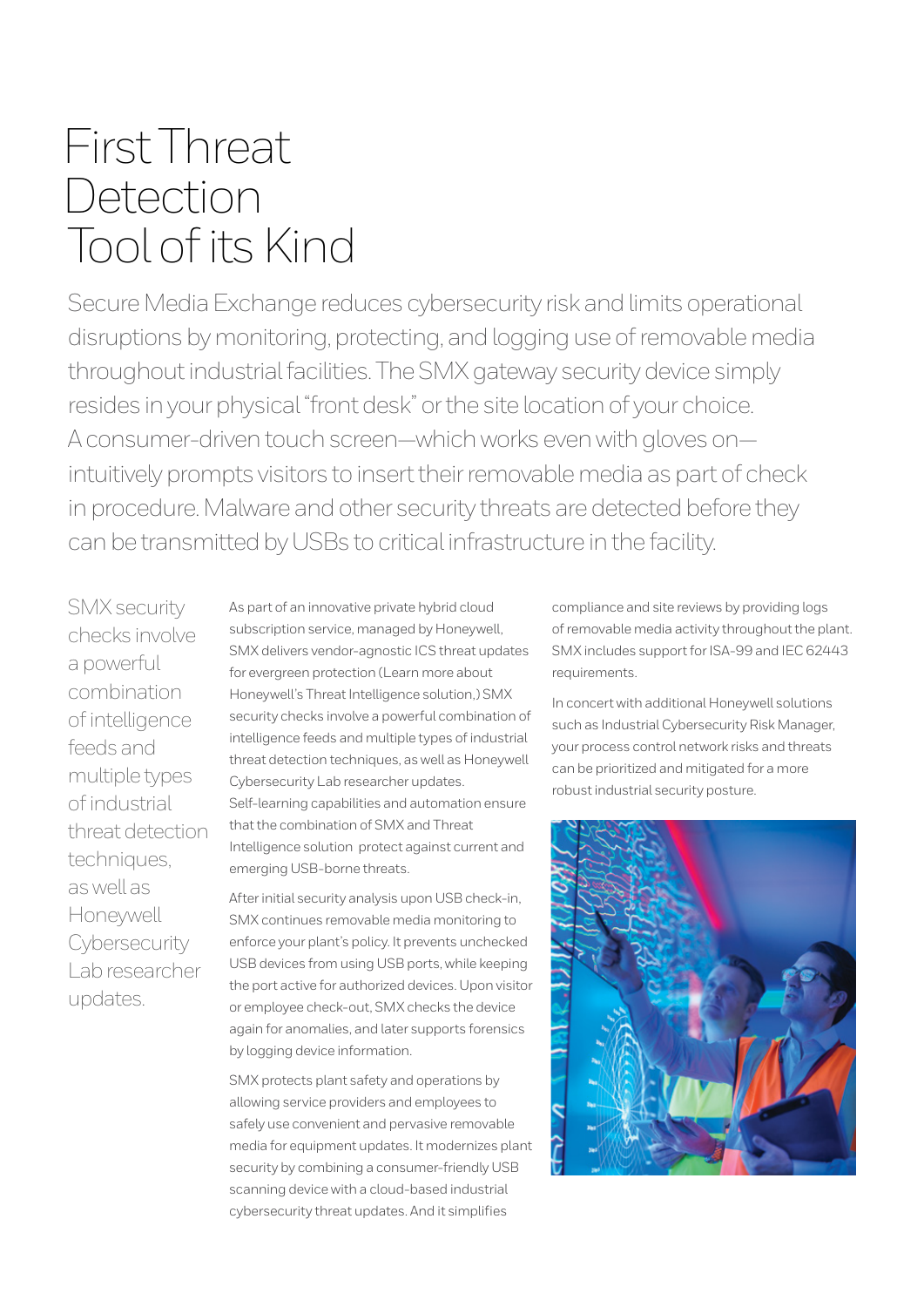# First Threat Detection Tool of its Kind

Secure Media Exchange reduces cybersecurity risk and limits operational disruptions by monitoring, protecting, and logging use of removable media throughout industrial facilities. The SMX gateway security device simply resides in your physical "front desk" or the site location of your choice. A consumer-driven touch screen—which works even with gloves on—intuitively prompts visitors to insert their removable media as part of check in procedure. Malware and other security threats are detected before they can be transmitted by USBs to critical infrastructure in the facility.

SMX security checks involve a powerful combination of intelligence feeds and multiple types of industrial threat detection techniques, as well as Honeywell Cybersecurity Lab researcher updates.

As part of an innovative private hybrid cloud subscription service, managed by Honeywell, SMX delivers vendor-agnostic ICS threat updates for evergreen protection (Learn more about Honeywell's Threat Intelligence solution.) SMX security checks involve a powerful combination of intelligence feeds and multiple types of industrial threat detection techniques, as well as Honeywell Cybersecurity Lab researcher updates. Self-learning capabilities and automation ensure that the combination of SMX and Threat Intelligence solution protect against current and emerging USB-borne threats.

After initial security analysis upon USB check-in, SMX continues removable media monitoring to enforce your plant's policy. It prevents unchecked USB devices from using USB ports, while keeping the port active for authorized devices. Upon visitor or employee check-out, SMX checks the device again for anomalies, and later supports forensics by logging device information.

SMX protects plant safety and operations by allowing service providers and employees to safely use convenient and pervasive removable media for equipment updates. It modernizes plant security by combining a consumer-friendly USB scanning device with a cloud-based industrial cybersecurity threat updates. And it simplifies compliance and site reviews by providing logs of removable media activity throughout the plant. SMX includes support for ISA-99 and IEC 62443 requirements.

In concert with additional Honeywell solutions such as Industrial Cybersecurity Risk Manager, your process control network risks and threats can be prioritized and mitigated for a more robust industrial security posture.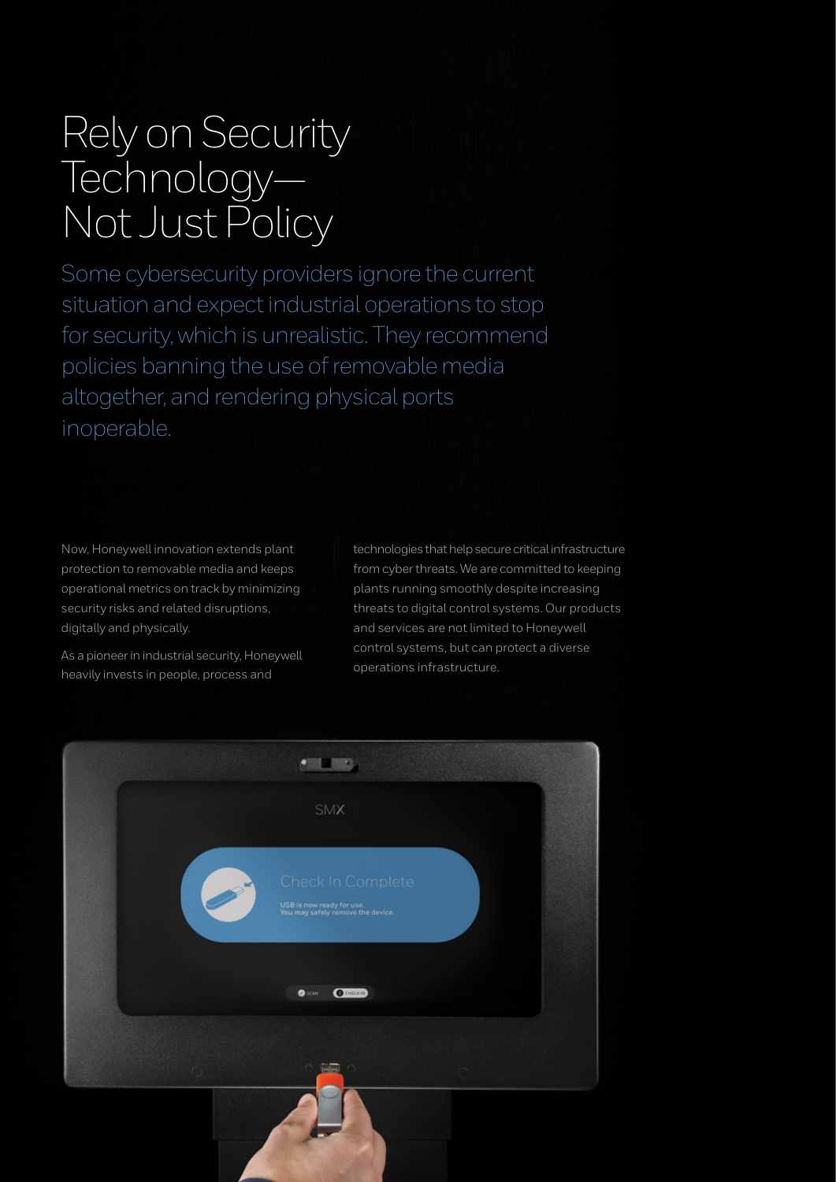# Rely on Security Technology—Not Just Policy

Some cybersecurity providers ignore the current situation and expect industrial operations to stop for security, which is unrealistic. They recommend policies banning the use of removable media altogether, and rendering physical ports inoperable.

Now, Honeywell innovation extends plant protection to removable media and keeps operational metrics on track by minimizing security risks and related disruptions, digitally and physically.

As a pioneer in industrial security, Honeywell heavily invests in people, process and technologies that help secure critical infrastructure from cyber threats. We are committed to keeping plants running smoothly despite increasing threats to digital control systems. Our products and services are not limited to Honeywell control systems, but can protect a diverse operations infrastructure.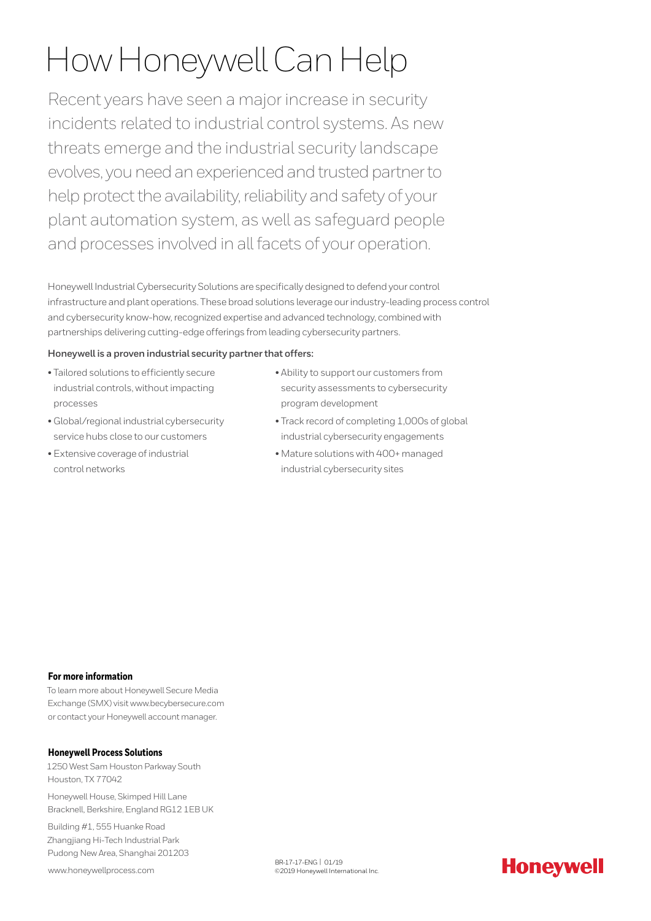# How Honeywell Can Help

Recent years have seen a major increase in security incidents related to industrial control systems. As new threats emerge and the industrial security landscape evolves, you need an experienced and trusted partner to help protect the availability, reliability and safety of your plant automation system, as well as safeguard people and processes involved in all facets of your operation.

Honeywell Industrial Cybersecurity Solutions are specifically designed to defend your control infrastructure and plant operations. These broad solutions leverage our industry-leading process control and cybersecurity know-how, recognized expertise and advanced technology, combined with partnerships delivering cutting-edge offerings from leading cybersecurity partners.

**Honeywell is a proven industrial security partner that offers:**

- Tailored solutions to efficiently secure industrial controls, without impacting processes
- Global/regional industrial cybersecurity service hubs close to our customers
- Extensive coverage of industrial control networks
- Ability to support our customers from security assessments to cybersecurity program development
- Track record of completing 1,000s of global industrial cybersecurity engagements
- Mature solutions with 400+ managed industrial cybersecurity sites

**For more information**

To learn more about Honeywell Secure Media Exchange (SMX) visit www.becybersecure.com or contact your Honeywell account manager.

**Honeywell Process Solutions**

1250 West Sam Houston Parkway South
Houston, TX 77042

Honeywell House, Skimped Hill Lane
Bracknell, Berkshire, England RG12 1EB UK

Building #1, 555 Huanke Road
Zhangjiang Hi-Tech Industrial Park
Pudong New Area, Shanghai 201203

www.honeywellprocess.com

BR-17-17-ENG | 01/19
©2019 Honeywell International Inc.

**Honeywell**